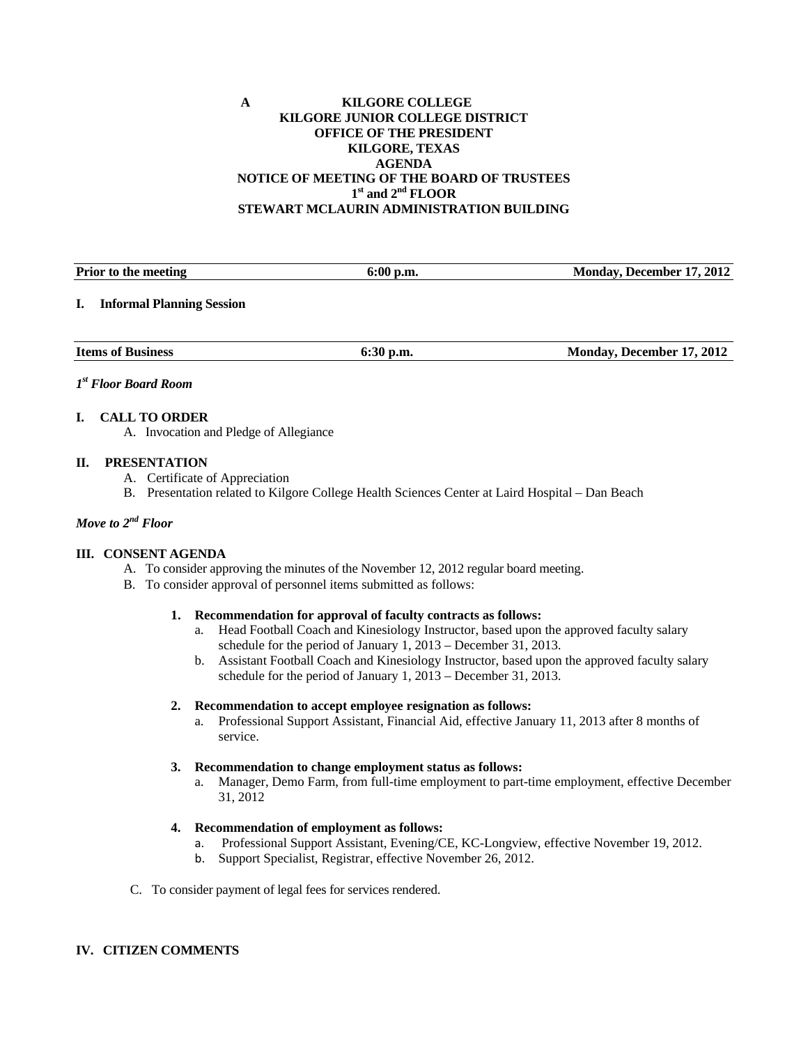**A KILGORE COLLEGE**
**KILGORE JUNIOR COLLEGE DISTRICT**
**OFFICE OF THE PRESIDENT**
**KILGORE, TEXAS**
**AGENDA**
**NOTICE OF MEETING OF THE BOARD OF TRUSTEES**
**1st and 2nd FLOOR**
**STEWART MCLAURIN ADMINISTRATION BUILDING**

| **Prior to the meeting** | **6:00 p.m.** | **Monday, December 17, 2012** |
|---|---|---|

**I. Informal Planning Session**

| **Items of Business** | **6:30 p.m.** | **Monday, December 17, 2012** |
|---|---|---|

***1st Floor Board Room***

**I. CALL TO ORDER**

A. Invocation and Pledge of Allegiance

**II. PRESENTATION**

A. Certificate of Appreciation
B. Presentation related to Kilgore College Health Sciences Center at Laird Hospital – Dan Beach

***Move to 2nd Floor***

**III. CONSENT AGENDA**

A. To consider approving the minutes of the November 12, 2012 regular board meeting.
B. To consider approval of personnel items submitted as follows:

**1. Recommendation for approval of faculty contracts as follows:**
a. Head Football Coach and Kinesiology Instructor, based upon the approved faculty salary schedule for the period of January 1, 2013 – December 31, 2013.
b. Assistant Football Coach and Kinesiology Instructor, based upon the approved faculty salary schedule for the period of January 1, 2013 – December 31, 2013.

**2. Recommendation to accept employee resignation as follows:**
a. Professional Support Assistant, Financial Aid, effective January 11, 2013 after 8 months of service.

**3. Recommendation to change employment status as follows:**
a. Manager, Demo Farm, from full-time employment to part-time employment, effective December 31, 2012

**4. Recommendation of employment as follows:**
a. Professional Support Assistant, Evening/CE, KC-Longview, effective November 19, 2012.
b. Support Specialist, Registrar, effective November 26, 2012.

C. To consider payment of legal fees for services rendered.

**IV. CITIZEN COMMENTS**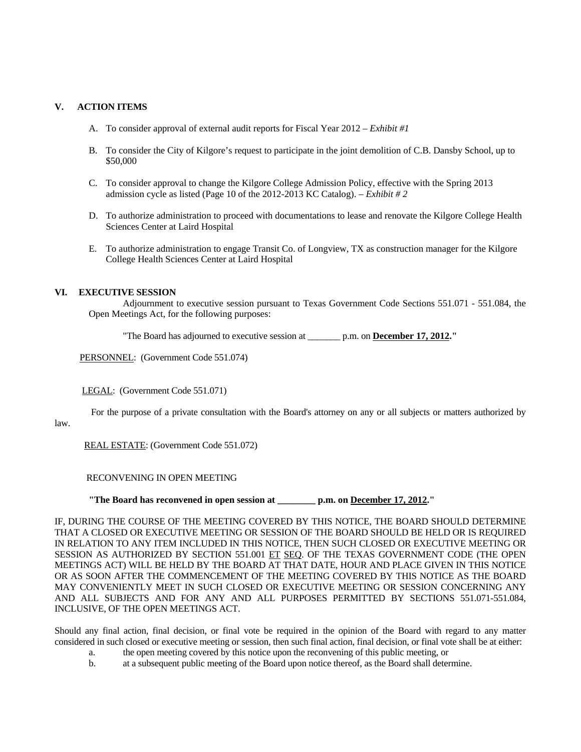## V. ACTION ITEMS

A. To consider approval of external audit reports for Fiscal Year 2012 – *Exhibit #1*

B. To consider the City of Kilgore's request to participate in the joint demolition of C.B. Dansby School, up to $50,000

C. To consider approval to change the Kilgore College Admission Policy, effective with the Spring 2013 admission cycle as listed (Page 10 of the 2012-2013 KC Catalog). – *Exhibit # 2*

D. To authorize administration to proceed with documentations to lease and renovate the Kilgore College Health Sciences Center at Laird Hospital

E. To authorize administration to engage Transit Co. of Longview, TX as construction manager for the Kilgore College Health Sciences Center at Laird Hospital

## VI. EXECUTIVE SESSION

Adjournment to executive session pursuant to Texas Government Code Sections 551.071 - 551.084, the Open Meetings Act, for the following purposes:

"The Board has adjourned to executive session at _______ p.m. on **December 17, 2012**."

PERSONNEL: (Government Code 551.074)

LEGAL: (Government Code 551.071)

For the purpose of a private consultation with the Board's attorney on any or all subjects or matters authorized by law.

REAL ESTATE: (Government Code 551.072)

RECONVENING IN OPEN MEETING

**"The Board has reconvened in open session at ________ p.m. on December 17, 2012."**

IF, DURING THE COURSE OF THE MEETING COVERED BY THIS NOTICE, THE BOARD SHOULD DETERMINE THAT A CLOSED OR EXECUTIVE MEETING OR SESSION OF THE BOARD SHOULD BE HELD OR IS REQUIRED IN RELATION TO ANY ITEM INCLUDED IN THIS NOTICE, THEN SUCH CLOSED OR EXECUTIVE MEETING OR SESSION AS AUTHORIZED BY SECTION 551.001 ET SEQ. OF THE TEXAS GOVERNMENT CODE (THE OPEN MEETINGS ACT) WILL BE HELD BY THE BOARD AT THAT DATE, HOUR AND PLACE GIVEN IN THIS NOTICE OR AS SOON AFTER THE COMMENCEMENT OF THE MEETING COVERED BY THIS NOTICE AS THE BOARD MAY CONVENIENTLY MEET IN SUCH CLOSED OR EXECUTIVE MEETING OR SESSION CONCERNING ANY AND ALL SUBJECTS AND FOR ANY AND ALL PURPOSES PERMITTED BY SECTIONS 551.071-551.084, INCLUSIVE, OF THE OPEN MEETINGS ACT.

Should any final action, final decision, or final vote be required in the opinion of the Board with regard to any matter considered in such closed or executive meeting or session, then such final action, final decision, or final vote shall be at either:

a. the open meeting covered by this notice upon the reconvening of this public meeting, or

b. at a subsequent public meeting of the Board upon notice thereof, as the Board shall determine.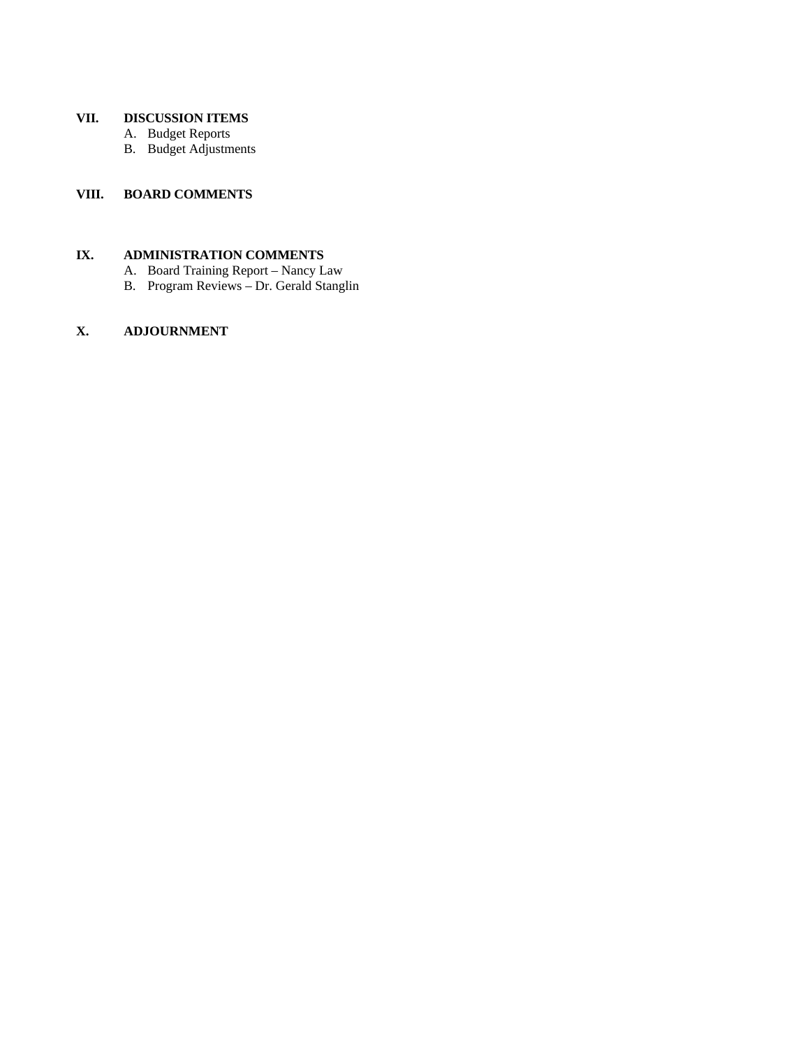**VII. DISCUSSION ITEMS**

A. Budget Reports
B. Budget Adjustments

**VIII. BOARD COMMENTS**

**IX. ADMINISTRATION COMMENTS**

A. Board Training Report – Nancy Law
B. Program Reviews – Dr. Gerald Stanglin

**X. ADJOURNMENT**